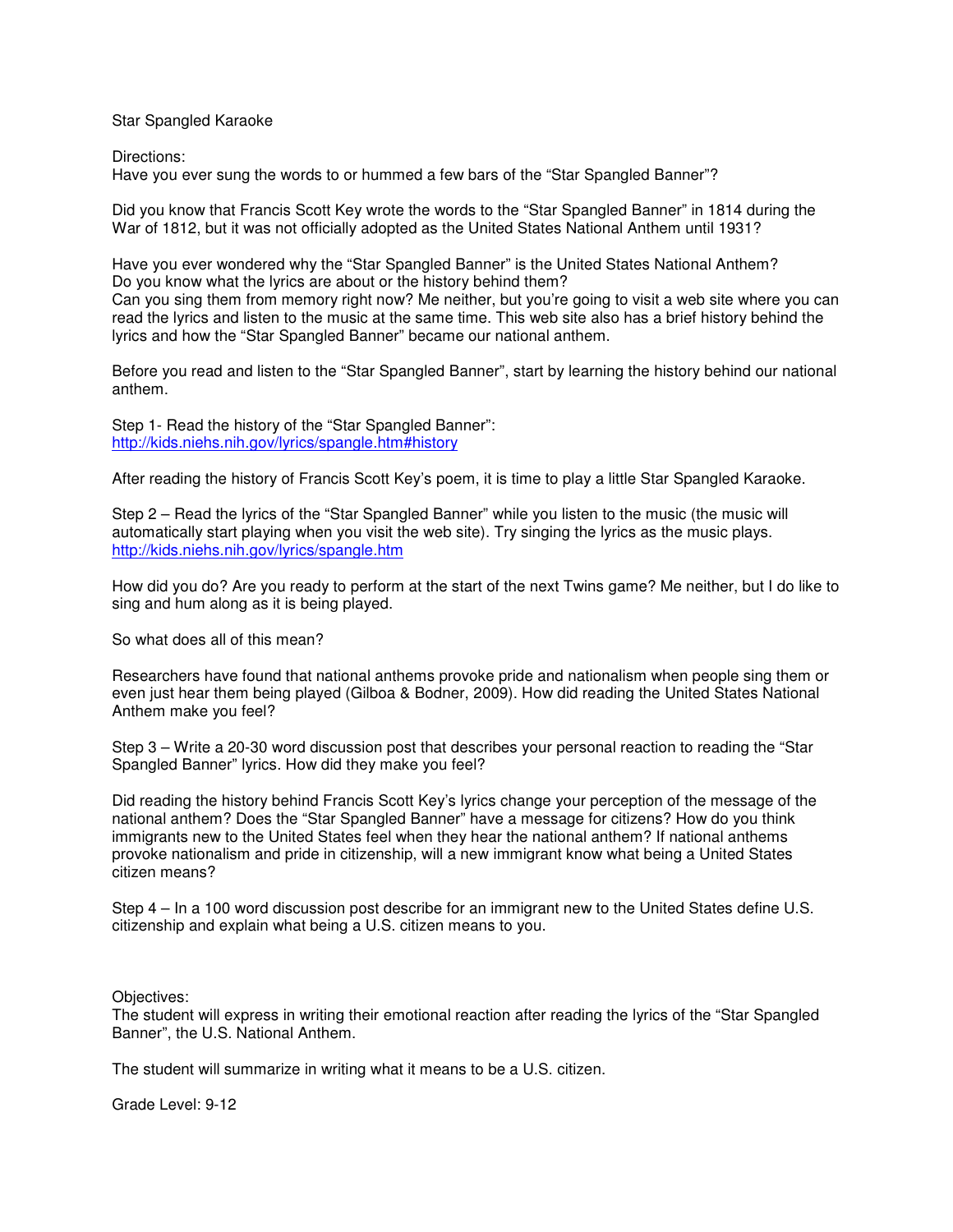# Star Spangled Karaoke

Directions:
Have you ever sung the words to or hummed a few bars of the "Star Spangled Banner"?

Did you know that Francis Scott Key wrote the words to the "Star Spangled Banner" in 1814 during the War of 1812, but it was not officially adopted as the United States National Anthem until 1931?

Have you ever wondered why the "Star Spangled Banner" is the United States National Anthem?
Do you know what the lyrics are about or the history behind them?
Can you sing them from memory right now? Me neither, but you're going to visit a web site where you can read the lyrics and listen to the music at the same time. This web site also has a brief history behind the lyrics and how the "Star Spangled Banner" became our national anthem.

Before you read and listen to the "Star Spangled Banner", start by learning the history behind our national anthem.

Step 1- Read the history of the "Star Spangled Banner":
[http://kids.niehs.nih.gov/lyrics/spangle.htm#history](http://kids.niehs.nih.gov/lyrics/spangle.htm#history)

After reading the history of Francis Scott Key's poem, it is time to play a little Star Spangled Karaoke.

Step 2 – Read the lyrics of the "Star Spangled Banner" while you listen to the music (the music will automatically start playing when you visit the web site). Try singing the lyrics as the music plays.
[http://kids.niehs.nih.gov/lyrics/spangle.htm](http://kids.niehs.nih.gov/lyrics/spangle.htm)

How did you do? Are you ready to perform at the start of the next Twins game? Me neither, but I do like to sing and hum along as it is being played.

So what does all of this mean?

Researchers have found that national anthems provoke pride and nationalism when people sing them or even just hear them being played (Gilboa & Bodner, 2009). How did reading the United States National Anthem make you feel?

Step 3 – Write a 20-30 word discussion post that describes your personal reaction to reading the "Star Spangled Banner" lyrics. How did they make you feel?

Did reading the history behind Francis Scott Key's lyrics change your perception of the message of the national anthem? Does the "Star Spangled Banner" have a message for citizens? How do you think immigrants new to the United States feel when they hear the national anthem? If national anthems provoke nationalism and pride in citizenship, will a new immigrant know what being a United States citizen means?

Step 4 – In a 100 word discussion post describe for an immigrant new to the United States define U.S. citizenship and explain what being a U.S. citizen means to you.

Objectives:
The student will express in writing their emotional reaction after reading the lyrics of the "Star Spangled Banner", the U.S. National Anthem.

The student will summarize in writing what it means to be a U.S. citizen.

Grade Level: 9-12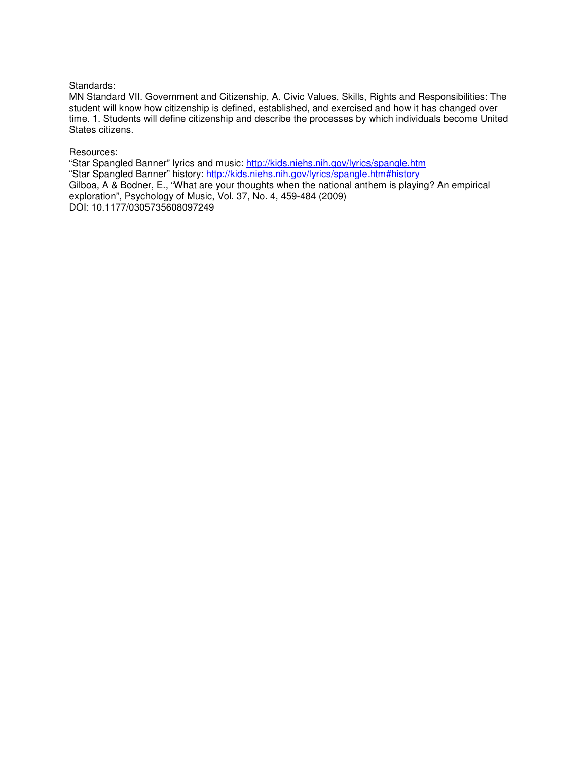Standards:
MN Standard VII. Government and Citizenship, A. Civic Values, Skills, Rights and Responsibilities: The student will know how citizenship is defined, established, and exercised and how it has changed over time. 1. Students will define citizenship and describe the processes by which individuals become United States citizens.

Resources:
"Star Spangled Banner" lyrics and music: [http://kids.niehs.nih.gov/lyrics/spangle.htm](http://kids.niehs.nih.gov/lyrics/spangle.htm)
"Star Spangled Banner" history: [http://kids.niehs.nih.gov/lyrics/spangle.htm#history](http://kids.niehs.nih.gov/lyrics/spangle.htm#history)
Gilboa, A & Bodner, E., "What are your thoughts when the national anthem is playing? An empirical exploration", Psychology of Music, Vol. 37, No. 4, 459-484 (2009)
DOI: 10.1177/0305735608097249